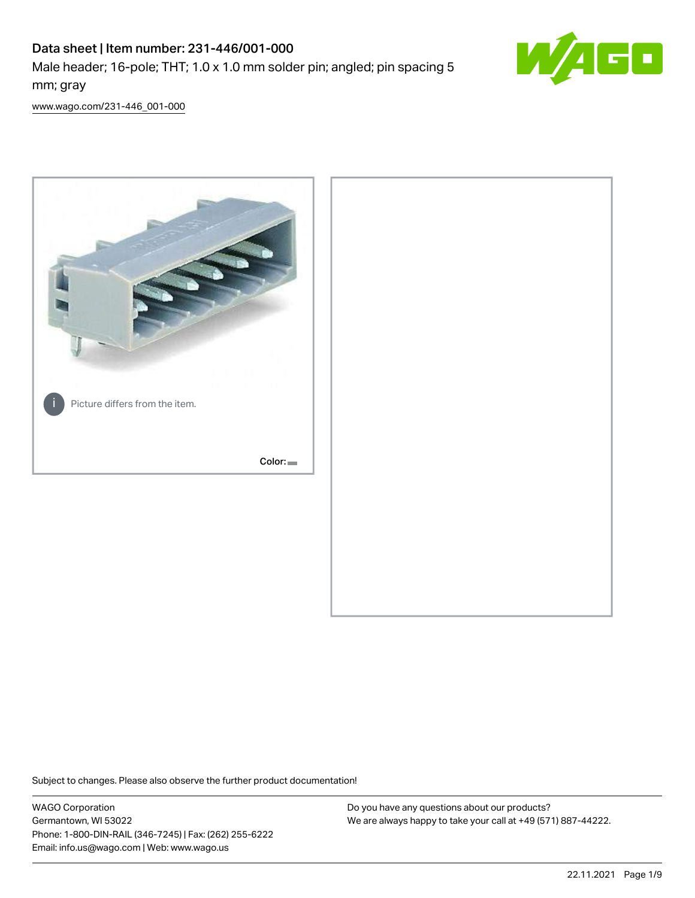# Data sheet | Item number: 231-446/001-000

Male header; 16-pole; THT; 1.0 x 1.0 mm solder pin; angled; pin spacing 5 mm; gray

www.wago.com/231-446_001-000

Picture differs from the item.

Color:

Subject to changes. Please also observe the further product documentation!

WAGO Corporation
Germantown, WI 53022
Phone: 1-800-DIN-RAIL (346-7245) | Fax: (262) 255-6222
Email: info.us@wago.com | Web: www.wago.us

Do you have any questions about our products?
We are always happy to take your call at +49 (571) 887-44222.

22.11.2021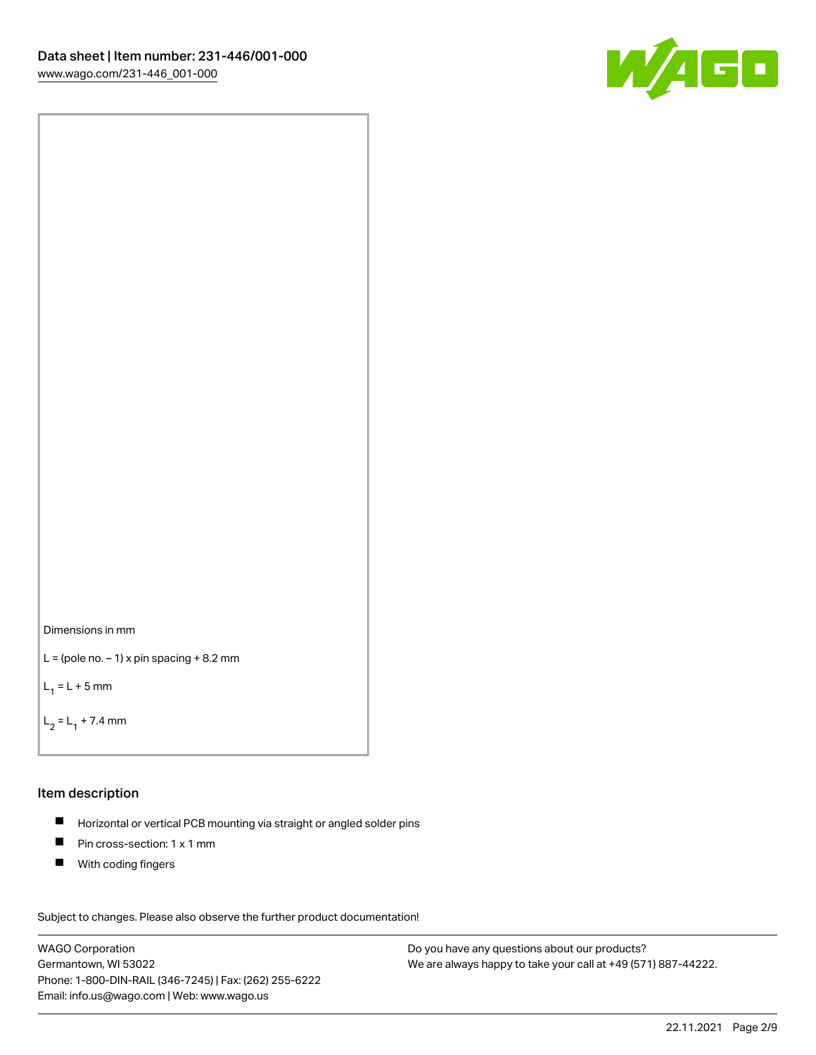Dimensions in mm

L = (pole no. – 1) x pin spacing + 8.2 mm

$L_1$ = L + 5 mm

$L_2$ = $L_1$ + 7.4 mm

## Item description

- Horizontal or vertical PCB mounting via straight or angled solder pins
- Pin cross-section: 1 x 1 mm
- With coding fingers

Subject to changes. Please also observe the further product documentation!

WAGO Corporation
Germantown, WI 53022
Phone: 1-800-DIN-RAIL (346-7245) | Fax: (262) 255-6222
Email: info.us@wago.com | Web: www.wago.us

Do you have any questions about our products?
We are always happy to take your call at +49 (571) 887-44222.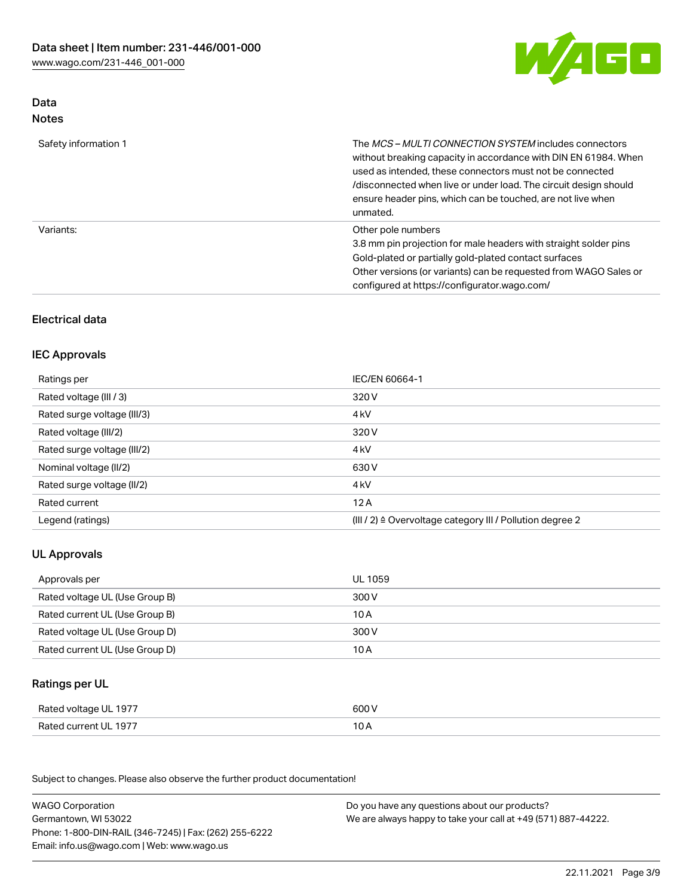## Data
### Notes

| | |
|---|---|
| Safety information 1 | The *MCS – MULTI CONNECTION SYSTEM* includes connectors without breaking capacity in accordance with DIN EN 61984. When used as intended, these connectors must not be connected /disconnected when live or under load. The circuit design should ensure header pins, which can be touched, are not live when unmated. |
| Variants: | Other pole numbers<br>3.8 mm pin projection for male headers with straight solder pins<br>Gold-plated or partially gold-plated contact surfaces<br>Other versions (or variants) can be requested from WAGO Sales or configured at https://configurator.wago.com/ |

## Electrical data

### IEC Approvals

| | |
|---|---|
| Ratings per | IEC/EN 60664-1 |
| Rated voltage (III / 3) | 320 V |
| Rated surge voltage (III/3) | 4 kV |
| Rated voltage (III/2) | 320 V |
| Rated surge voltage (III/2) | 4 kV |
| Nominal voltage (II/2) | 630 V |
| Rated surge voltage (II/2) | 4 kV |
| Rated current | 12 A |
| Legend (ratings) | (III / 2) ≙ Overvoltage category III / Pollution degree 2 |

### UL Approvals

| | |
|---|---|
| Approvals per | UL 1059 |
| Rated voltage UL (Use Group B) | 300 V |
| Rated current UL (Use Group B) | 10 A |
| Rated voltage UL (Use Group D) | 300 V |
| Rated current UL (Use Group D) | 10 A |

### Ratings per UL

| | |
|---|---|
| Rated voltage UL 1977 | 600 V |
| Rated current UL 1977 | 10 A |

Subject to changes. Please also observe the further product documentation!

WAGO Corporation
Germantown, WI 53022
Phone: 1-800-DIN-RAIL (346-7245) | Fax: (262) 255-6222
Email: info.us@wago.com | Web: www.wago.us

Do you have any questions about our products?
We are always happy to take your call at +49 (571) 887-44222.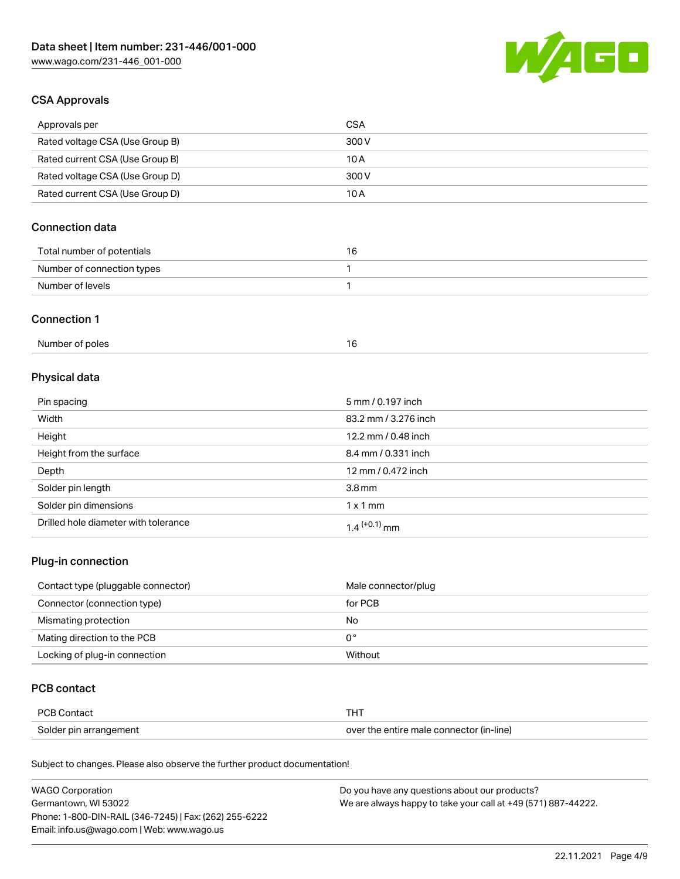## CSA Approvals

| Approvals per | CSA |
| --- | --- |
| Rated voltage CSA (Use Group B) | 300 V |
| Rated current CSA (Use Group B) | 10 A |
| Rated voltage CSA (Use Group D) | 300 V |
| Rated current CSA (Use Group D) | 10 A |

## Connection data

| Total number of potentials | 16 |
| --- | --- |
| Number of connection types | 1 |
| Number of levels | 1 |

## Connection 1

| Number of poles | 16 |
| --- | --- |

## Physical data

| Pin spacing | 5 mm / 0.197 inch |
| --- | --- |
| Width | 83.2 mm / 3.276 inch |
| Height | 12.2 mm / 0.48 inch |
| Height from the surface | 8.4 mm / 0.331 inch |
| Depth | 12 mm / 0.472 inch |
| Solder pin length | 3.8 mm |
| Solder pin dimensions | 1 x 1 mm |
| Drilled hole diameter with tolerance | $1.4^{(+0.1)}$ mm |

## Plug-in connection

| Contact type (pluggable connector) | Male connector/plug |
| --- | --- |
| Connector (connection type) | for PCB |
| Mismating protection | No |
| Mating direction to the PCB | 0° |
| Locking of plug-in connection | Without |

## PCB contact

| PCB Contact | THT |
| --- | --- |
| Solder pin arrangement | over the entire male connector (in-line) |

Subject to changes. Please also observe the further product documentation!

WAGO Corporation
Germantown, WI 53022
Phone: 1-800-DIN-RAIL (346-7245) | Fax: (262) 255-6222
Email: info.us@wago.com | Web: www.wago.us

Do you have any questions about our products?
We are always happy to take your call at +49 (571) 887-44222.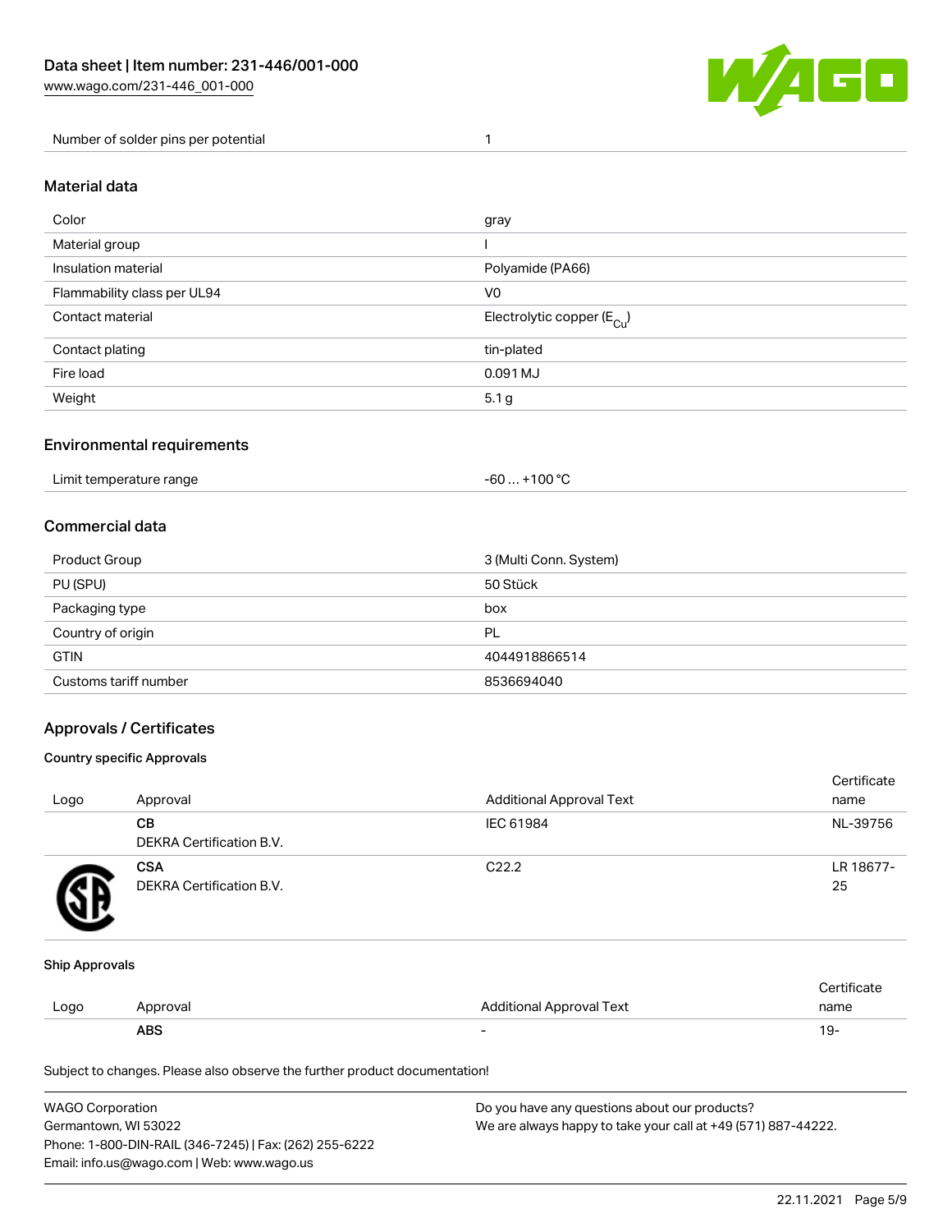| Number of solder pins per potential | 1 |
| --- | --- |

## Material data

| Color | gray |
| --- | --- |
| Material group | I |
| Insulation material | Polyamide (PA66) |
| Flammability class per UL94 | V0 |
| Contact material | Electrolytic copper ($E_{Cu}$) |
| Contact plating | tin-plated |
| Fire load | 0.091 MJ |
| Weight | 5.1 g |

## Environmental requirements

| Limit temperature range | -60 … +100 °C |
| --- | --- |

## Commercial data

| Product Group | 3 (Multi Conn. System) |
| --- | --- |
| PU (SPU) | 50 Stück |
| Packaging type | box |
| Country of origin | PL |
| GTIN | 4044918866514 |
| Customs tariff number | 8536694040 |

## Approvals / Certificates

### Country specific Approvals

| Logo | Approval | Additional Approval Text | Certificate name |
| --- | --- | --- | --- |
| | **CB** DEKRA Certification B.V. | IEC 61984 | NL-39756 |
| | **CSA** DEKRA Certification B.V. | C22.2 | LR 18677-25 |

### Ship Approvals

| Logo | Approval | Additional Approval Text | Certificate name |
| --- | --- | --- | --- |
| | **ABS** | - | 19- |

Subject to changes. Please also observe the further product documentation!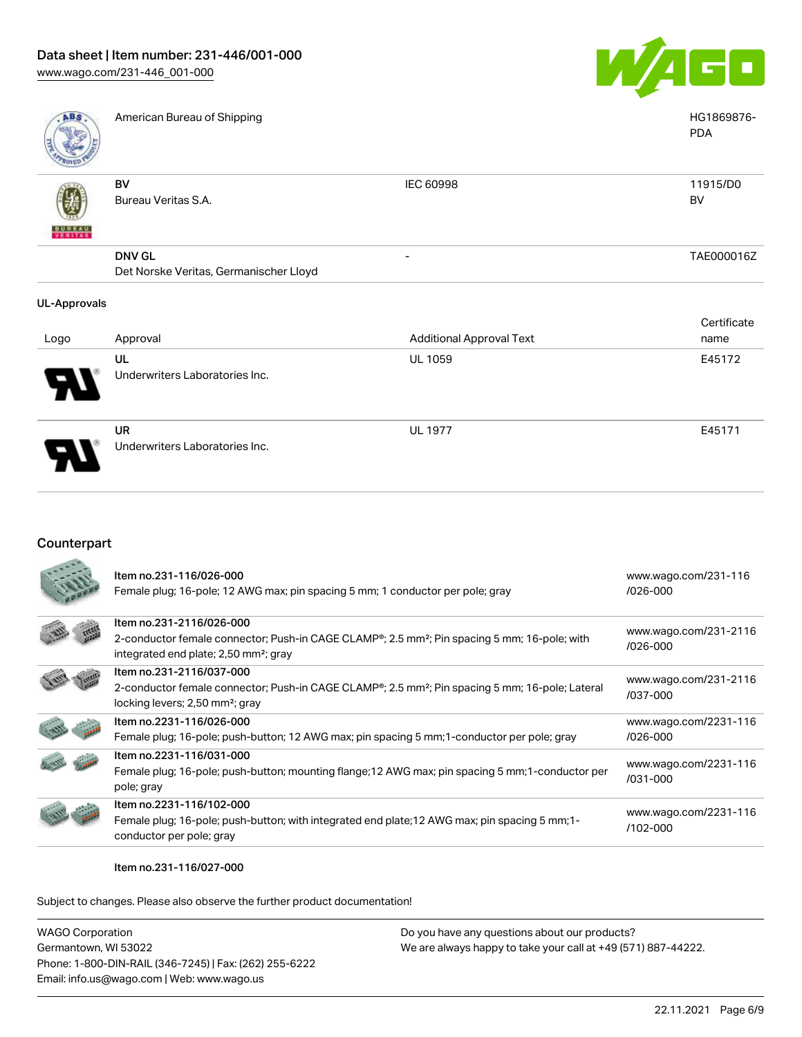| Logo | Approval | Additional Approval Text | Certificate name |
|---|---|---|---|
| | American Bureau of Shipping | | HG1869876-PDA |
| | **BV** Bureau Veritas S.A. | IEC 60998 | 11915/D0 BV |
| | **DNV GL** Det Norske Veritas, Germanischer Lloyd | - | TAE000016Z |

**UL-Approvals**

| Logo | Approval | Additional Approval Text | Certificate name |
|---|---|---|---|
| | **UL** Underwriters Laboratories Inc. | UL 1059 | E45172 |
| | **UR** Underwriters Laboratories Inc. | UL 1977 | E45171 |

## Counterpart

| Item | Link |
|---|---|
| Item no.231-116/026-000<br>Female plug; 16-pole; 12 AWG max; pin spacing 5 mm; 1 conductor per pole; gray | www.wago.com/231-116/026-000 |
| Item no.231-2116/026-000<br>2-conductor female connector; Push-in CAGE CLAMP®; 2.5 mm²; Pin spacing 5 mm; 16-pole; with integrated end plate; 2,50 mm²; gray | www.wago.com/231-2116/026-000 |
| Item no.231-2116/037-000<br>2-conductor female connector; Push-in CAGE CLAMP®; 2.5 mm²; Pin spacing 5 mm; 16-pole; Lateral locking levers; 2,50 mm²; gray | www.wago.com/231-2116/037-000 |
| Item no.2231-116/026-000<br>Female plug; 16-pole; push-button; 12 AWG max; pin spacing 5 mm;1-conductor per pole; gray | www.wago.com/2231-116/026-000 |
| Item no.2231-116/031-000<br>Female plug; 16-pole; push-button; mounting flange;12 AWG max; pin spacing 5 mm;1-conductor per pole; gray | www.wago.com/2231-116/031-000 |
| Item no.2231-116/102-000<br>Female plug; 16-pole; push-button; with integrated end plate;12 AWG max; pin spacing 5 mm;1-conductor per pole; gray | www.wago.com/2231-116/102-000 |

Item no.231-116/027-000

Subject to changes. Please also observe the further product documentation!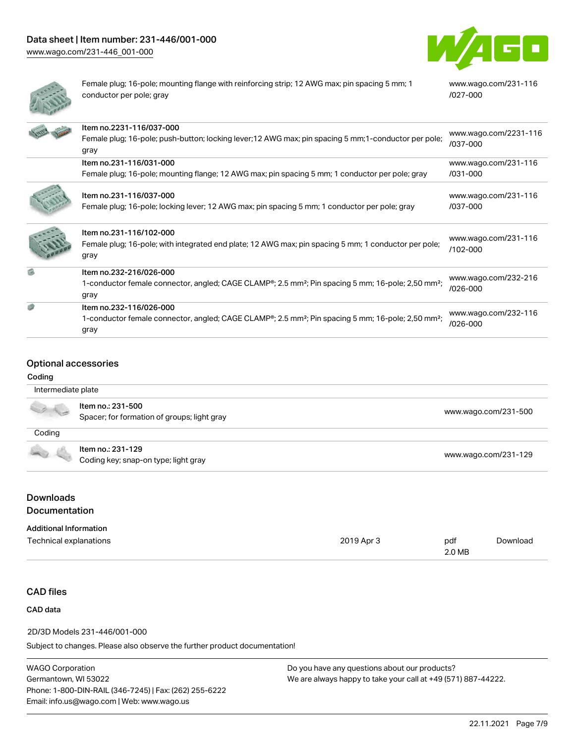| | | |
|---|---|---|
| | Female plug; 16-pole; mounting flange with reinforcing strip; 12 AWG max; pin spacing 5 mm; 1 conductor per pole; gray | www.wago.com/231-116/027-000 |
| | Item no.2231-116/037-000<br>Female plug; 16-pole; push-button; locking lever;12 AWG max; pin spacing 5 mm;1-conductor per pole; gray | www.wago.com/2231-116/037-000 |
| | Item no.231-116/031-000<br>Female plug; 16-pole; mounting flange; 12 AWG max; pin spacing 5 mm; 1 conductor per pole; gray | www.wago.com/231-116/031-000 |
| | Item no.231-116/037-000<br>Female plug; 16-pole; locking lever; 12 AWG max; pin spacing 5 mm; 1 conductor per pole; gray | www.wago.com/231-116/037-000 |
| | Item no.231-116/102-000<br>Female plug; 16-pole; with integrated end plate; 12 AWG max; pin spacing 5 mm; 1 conductor per pole; gray | www.wago.com/231-116/102-000 |
| | Item no.232-216/026-000<br>1-conductor female connector, angled; CAGE CLAMP®; 2.5 mm²; Pin spacing 5 mm; 16-pole; 2,50 mm²; gray | www.wago.com/232-216/026-000 |
| | Item no.232-116/026-000<br>1-conductor female connector, angled; CAGE CLAMP®; 2.5 mm²; Pin spacing 5 mm; 16-pole; 2,50 mm²; gray | www.wago.com/232-116/026-000 |

## Optional accessories

### Coding

| | | |
|---|---|---|
| Intermediate plate | | |
| | Item no.: 231-500<br>Spacer; for formation of groups; light gray | www.wago.com/231-500 |
| Coding | | |
| | Item no.: 231-129<br>Coding key; snap-on type; light gray | www.wago.com/231-129 |

## Downloads
## Documentation

### Additional Information

| | | | |
|---|---|---|---|
| Technical explanations | 2019 Apr 3 | pdf<br>2.0 MB | Download |

## CAD files

### CAD data

2D/3D Models 231-446/001-000

Subject to changes. Please also observe the further product documentation!

WAGO Corporation
Germantown, WI 53022
Phone: 1-800-DIN-RAIL (346-7245) | Fax: (262) 255-6222
Email: info.us@wago.com | Web: www.wago.us

Do you have any questions about our products?
We are always happy to take your call at +49 (571) 887-44222.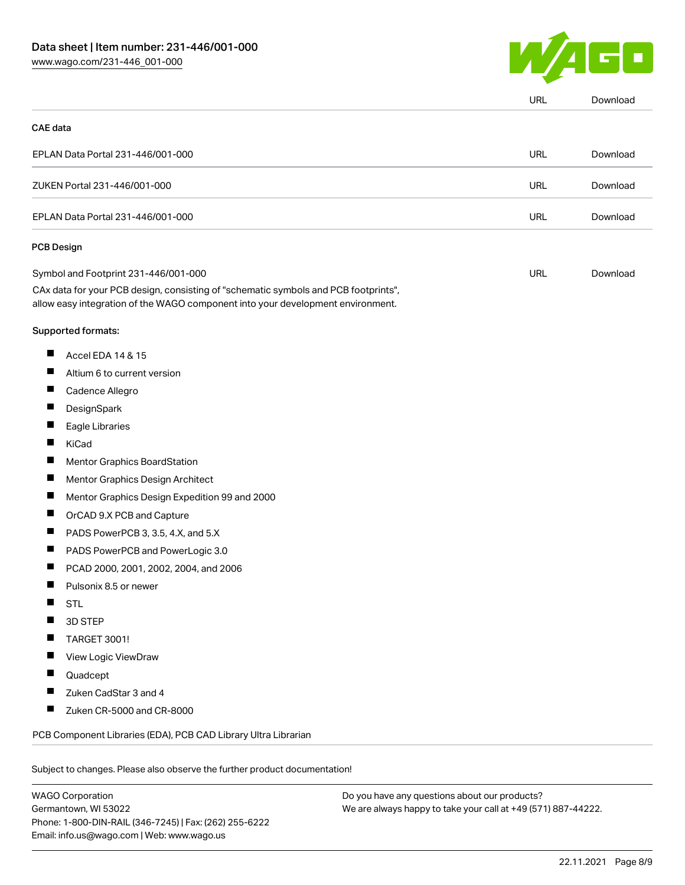| | URL | Download |
|---|---|---|

**CAE data**

| | | |
|---|---|---|
| EPLAN Data Portal 231-446/001-000 | URL | Download |
| ZUKEN Portal 231-446/001-000 | URL | Download |
| EPLAN Data Portal 231-446/001-000 | URL | Download |

**PCB Design**

| | | |
|---|---|---|
| Symbol and Footprint 231-446/001-000 | URL | Download |

CAx data for your PCB design, consisting of "schematic symbols and PCB footprints", allow easy integration of the WAGO component into your development environment.

Supported formats:

- Accel EDA 14 & 15
- Altium 6 to current version
- Cadence Allegro
- DesignSpark
- Eagle Libraries
- KiCad
- Mentor Graphics BoardStation
- Mentor Graphics Design Architect
- Mentor Graphics Design Expedition 99 and 2000
- OrCAD 9.X PCB and Capture
- PADS PowerPCB 3, 3.5, 4.X, and 5.X
- PADS PowerPCB and PowerLogic 3.0
- PCAD 2000, 2001, 2002, 2004, and 2006
- Pulsonix 8.5 or newer
- STL
- 3D STEP
- TARGET 3001!
- View Logic ViewDraw
- Quadcept
- Zuken CadStar 3 and 4
- Zuken CR-5000 and CR-8000

PCB Component Libraries (EDA), PCB CAD Library Ultra Librarian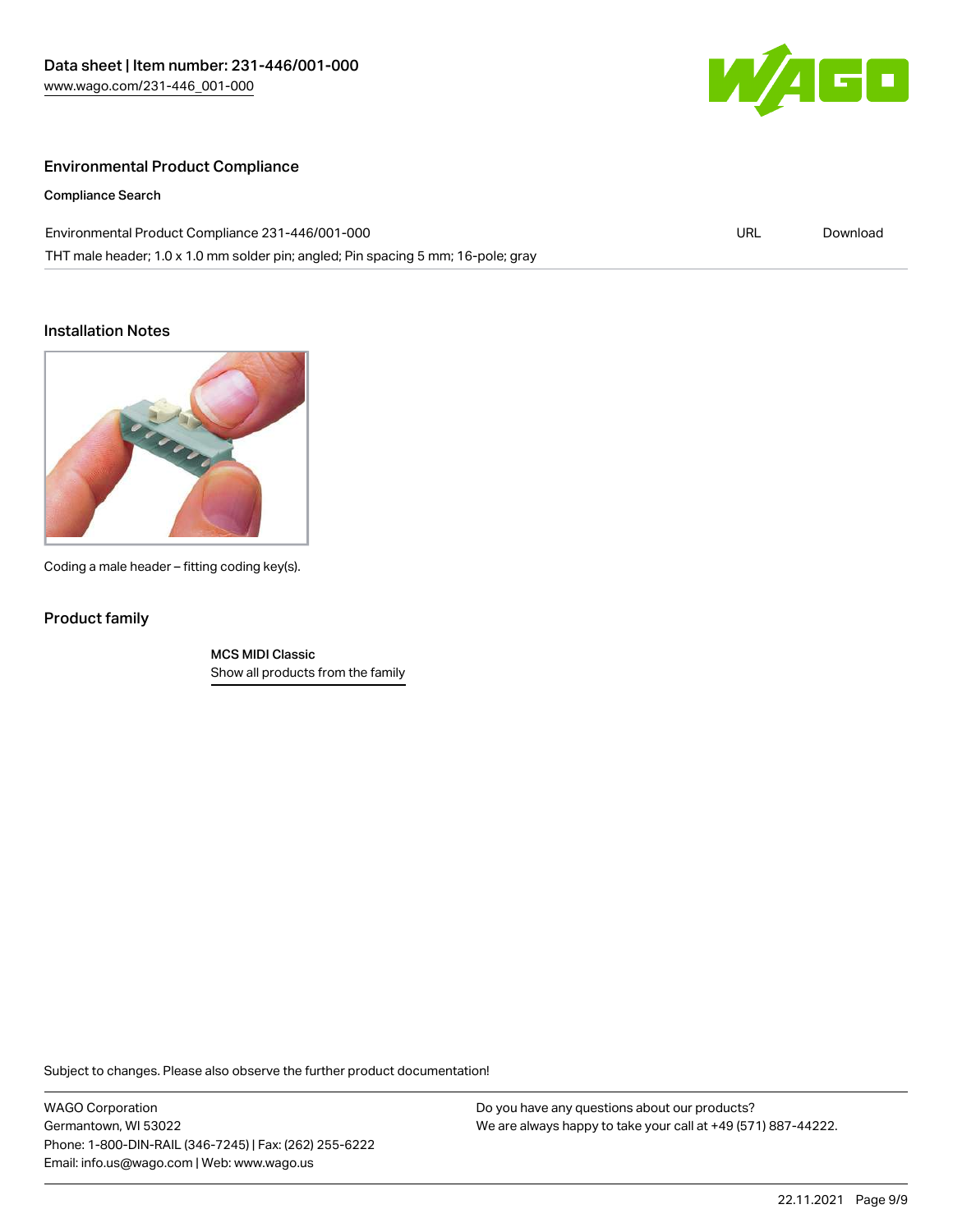## Environmental Product Compliance

### Compliance Search

| | | |
|---|---|---|
| Environmental Product Compliance 231-446/001-000<br>THT male header; 1.0 x 1.0 mm solder pin; angled; Pin spacing 5 mm; 16-pole; gray | URL | Download |

## Installation Notes

Coding a male header – fitting coding key(s).

## Product family

MCS MIDI Classic
Show all products from the family

Subject to changes. Please also observe the further product documentation!

WAGO Corporation
Germantown, WI 53022
Phone: 1-800-DIN-RAIL (346-7245) | Fax: (262) 255-6222
Email: info.us@wago.com | Web: www.wago.us

Do you have any questions about our products?
We are always happy to take your call at +49 (571) 887-44222.